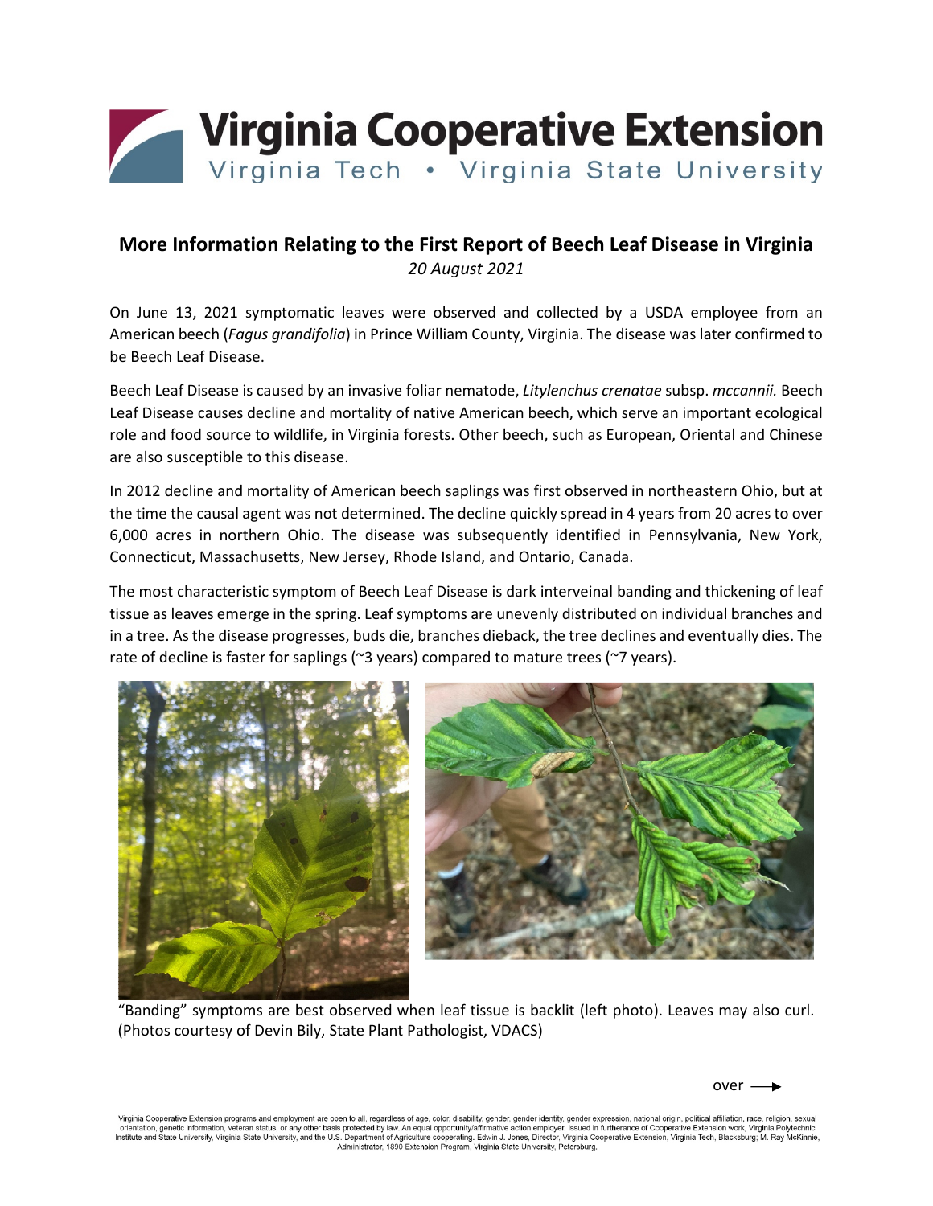# Virginia Cooperative Extension

Virginia Tech • Virginia State University

## More Information Relating to the First Report of Beech Leaf Disease in Virginia

*20 August 2021*

On June 13, 2021 symptomatic leaves were observed and collected by a USDA employee from an American beech (*Fagus grandifolia*) in Prince William County, Virginia. The disease was later confirmed to be Beech Leaf Disease.

Beech Leaf Disease is caused by an invasive foliar nematode, *Litylenchus crenatae* subsp. *mccannii.* Beech Leaf Disease causes decline and mortality of native American beech, which serve an important ecological role and food source to wildlife, in Virginia forests. Other beech, such as European, Oriental and Chinese are also susceptible to this disease.

In 2012 decline and mortality of American beech saplings was first observed in northeastern Ohio, but at the time the causal agent was not determined. The decline quickly spread in 4 years from 20 acres to over 6,000 acres in northern Ohio. The disease was subsequently identified in Pennsylvania, New York, Connecticut, Massachusetts, New Jersey, Rhode Island, and Ontario, Canada.

The most characteristic symptom of Beech Leaf Disease is dark interveinal banding and thickening of leaf tissue as leaves emerge in the spring. Leaf symptoms are unevenly distributed on individual branches and in a tree. As the disease progresses, buds die, branches dieback, the tree declines and eventually dies. The rate of decline is faster for saplings (~3 years) compared to mature trees (~7 years).

"Banding" symptoms are best observed when leaf tissue is backlit (left photo). Leaves may also curl. (Photos courtesy of Devin Bily, State Plant Pathologist, VDACS)

over →

Virginia Cooperative Extension programs and employment are open to all, regardless of age, color, disability, gender, gender identity, gender expression, national origin, political affiliation, race, religion, sexual orientation, genetic information, veteran status, or any other basis protected by law. An equal opportunity/affirmative action employer. Issued in furtherance of Cooperative Extension work, Virginia Polytechnic Institute and State University, Virginia State University, and the U.S. Department of Agriculture cooperating. Edwin J. Jones, Director, Virginia Cooperative Extension, Virginia Tech, Blacksburg; M. Ray McKinnie, Administrator, 1890 Extension Program, Virginia State University, Petersburg.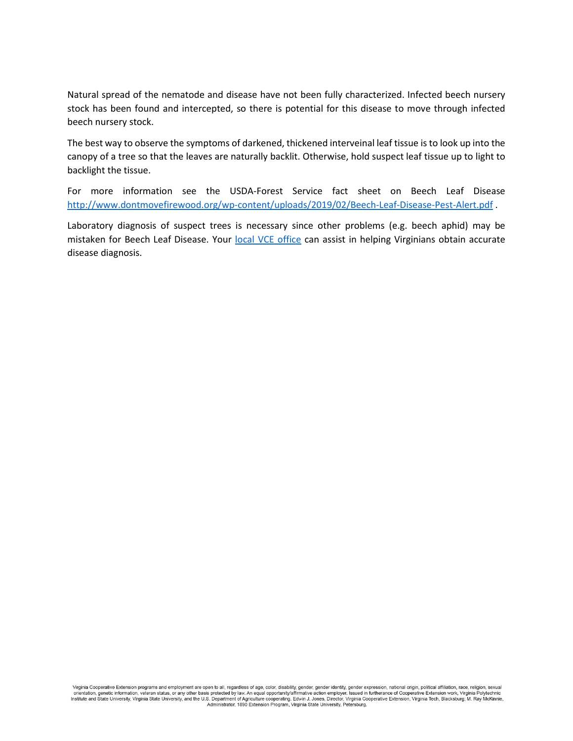Natural spread of the nematode and disease have not been fully characterized. Infected beech nursery stock has been found and intercepted, so there is potential for this disease to move through infected beech nursery stock.

The best way to observe the symptoms of darkened, thickened interveinal leaf tissue is to look up into the canopy of a tree so that the leaves are naturally backlit. Otherwise, hold suspect leaf tissue up to light to backlight the tissue.

For more information see the USDA-Forest Service fact sheet on Beech Leaf Disease [http://www.dontmovefirewood.org/wp-content/uploads/2019/02/Beech-Leaf-Disease-Pest-Alert.pdf](http://www.dontmovefirewood.org/wp-content/uploads/2019/02/Beech-Leaf-Disease-Pest-Alert.pdf) .

Laboratory diagnosis of suspect trees is necessary since other problems (e.g. beech aphid) may be mistaken for Beech Leaf Disease. Your local VCE office can assist in helping Virginians obtain accurate disease diagnosis.

Virginia Cooperative Extension programs and employment are open to all, regardless of age, color, disability, gender, gender identity, gender expression, national origin, political affiliation, race, religion, sexual orientation, genetic information, veteran status, or any other basis protected by law. An equal opportunity/affirmative action employer. Issued in furtherance of Cooperative Extension work, Virginia Polytechnic Institute and State University, Virginia State University, and the U.S. Department of Agriculture cooperating. Edwin J. Jones, Director, Virginia Cooperative Extension, Virginia Tech, Blacksburg; M. Ray McKinnie, Administrator, 1890 Extension Program, Virginia State University, Petersburg.